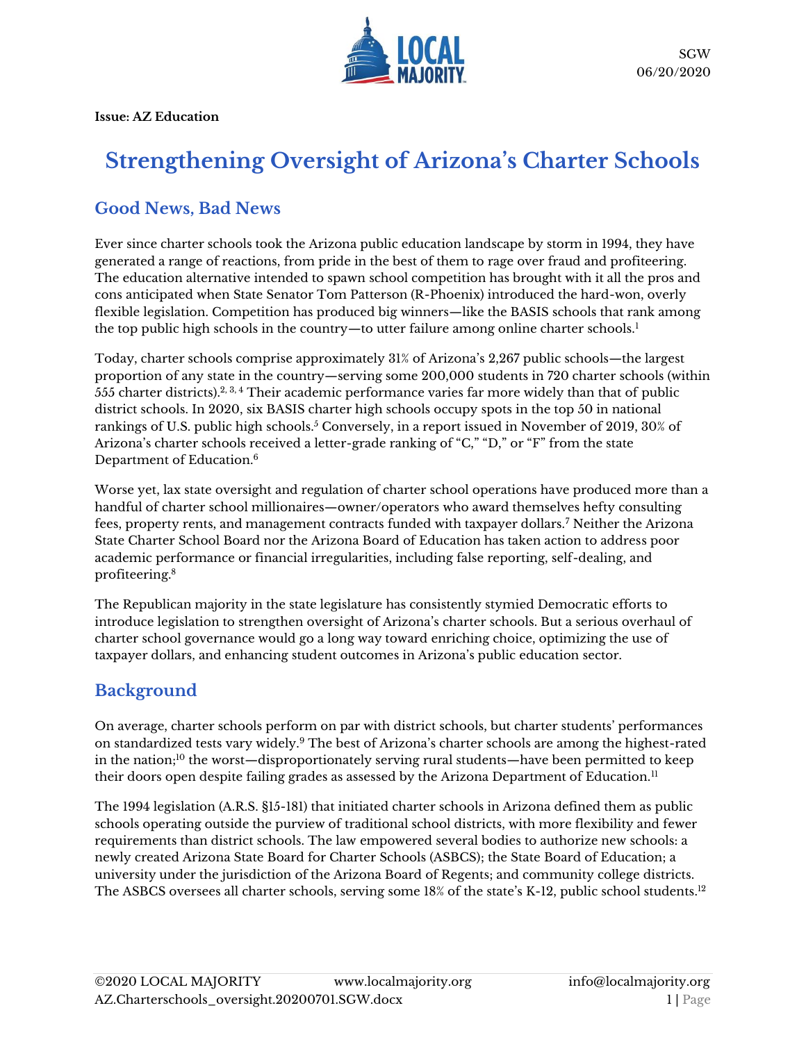SGW
06/20/2020

**Issue: AZ Education**

# Strengthening Oversight of Arizona's Charter Schools

## Good News, Bad News

Ever since charter schools took the Arizona public education landscape by storm in 1994, they have generated a range of reactions, from pride in the best of them to rage over fraud and profiteering. The education alternative intended to spawn school competition has brought with it all the pros and cons anticipated when State Senator Tom Patterson (R-Phoenix) introduced the hard-won, overly flexible legislation. Competition has produced big winners—like the BASIS schools that rank among the top public high schools in the country—to utter failure among online charter schools.[1]

Today, charter schools comprise approximately 31% of Arizona's 2,267 public schools—the largest proportion of any state in the country—serving some 200,000 students in 720 charter schools (within 555 charter districts).[2, 3, 4] Their academic performance varies far more widely than that of public district schools. In 2020, six BASIS charter high schools occupy spots in the top 50 in national rankings of U.S. public high schools.[5] Conversely, in a report issued in November of 2019, 30% of Arizona's charter schools received a letter-grade ranking of "C," "D," or "F" from the state Department of Education.[6]

Worse yet, lax state oversight and regulation of charter school operations have produced more than a handful of charter school millionaires—owner/operators who award themselves hefty consulting fees, property rents, and management contracts funded with taxpayer dollars.[7] Neither the Arizona State Charter School Board nor the Arizona Board of Education has taken action to address poor academic performance or financial irregularities, including false reporting, self-dealing, and profiteering.[8]

The Republican majority in the state legislature has consistently stymied Democratic efforts to introduce legislation to strengthen oversight of Arizona's charter schools. But a serious overhaul of charter school governance would go a long way toward enriching choice, optimizing the use of taxpayer dollars, and enhancing student outcomes in Arizona's public education sector.

## Background

On average, charter schools perform on par with district schools, but charter students' performances on standardized tests vary widely.[9] The best of Arizona's charter schools are among the highest-rated in the nation;[10] the worst—disproportionately serving rural students—have been permitted to keep their doors open despite failing grades as assessed by the Arizona Department of Education.[11]

The 1994 legislation (A.R.S. §15-181) that initiated charter schools in Arizona defined them as public schools operating outside the purview of traditional school districts, with more flexibility and fewer requirements than district schools. The law empowered several bodies to authorize new schools: a newly created Arizona State Board for Charter Schools (ASBCS); the State Board of Education; a university under the jurisdiction of the Arizona Board of Regents; and community college districts. The ASBCS oversees all charter schools, serving some 18% of the state's K-12, public school students.[12]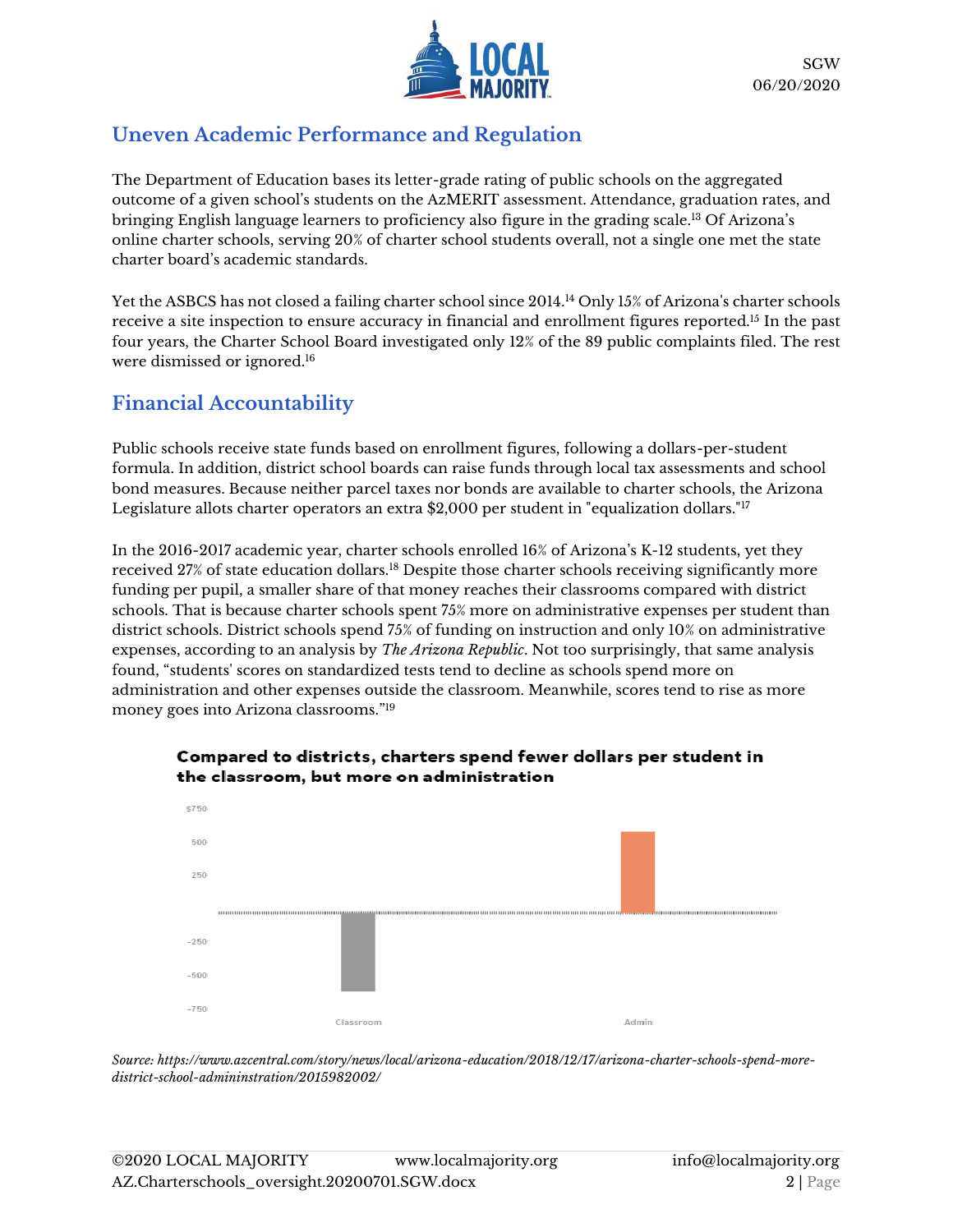## Uneven Academic Performance and Regulation

The Department of Education bases its letter-grade rating of public schools on the aggregated outcome of a given school's students on the AzMERIT assessment. Attendance, graduation rates, and bringing English language learners to proficiency also figure in the grading scale.[13] Of Arizona's online charter schools, serving 20% of charter school students overall, not a single one met the state charter board's academic standards.

Yet the ASBCS has not closed a failing charter school since 2014.[14] Only 15% of Arizona's charter schools receive a site inspection to ensure accuracy in financial and enrollment figures reported.[15] In the past four years, the Charter School Board investigated only 12% of the 89 public complaints filed. The rest were dismissed or ignored.[16]

## Financial Accountability

Public schools receive state funds based on enrollment figures, following a dollars-per-student formula. In addition, district school boards can raise funds through local tax assessments and school bond measures. Because neither parcel taxes nor bonds are available to charter schools, the Arizona Legislature allots charter operators an extra $2,000 per student in "equalization dollars."[17]

In the 2016-2017 academic year, charter schools enrolled 16% of Arizona's K-12 students, yet they received 27% of state education dollars.[18] Despite those charter schools receiving significantly more funding per pupil, a smaller share of that money reaches their classrooms compared with district schools. That is because charter schools spent 75% more on administrative expenses per student than district schools. District schools spend 75% of funding on instruction and only 10% on administrative expenses, according to an analysis by *The Arizona Republic*. Not too surprisingly, that same analysis found, "students' scores on standardized tests tend to decline as schools spend more on administration and other expenses outside the classroom. Meanwhile, scores tend to rise as more money goes into Arizona classrooms."[19]

**Compared to districts, charters spend fewer dollars per student in the classroom, but more on administration**

$750
500
250
-250
-500
-750

Classroom Admin

*Source: https://www.azcentral.com/story/news/local/arizona-education/2018/12/17/arizona-charter-schools-spend-more-district-school-admininstration/2015982002/*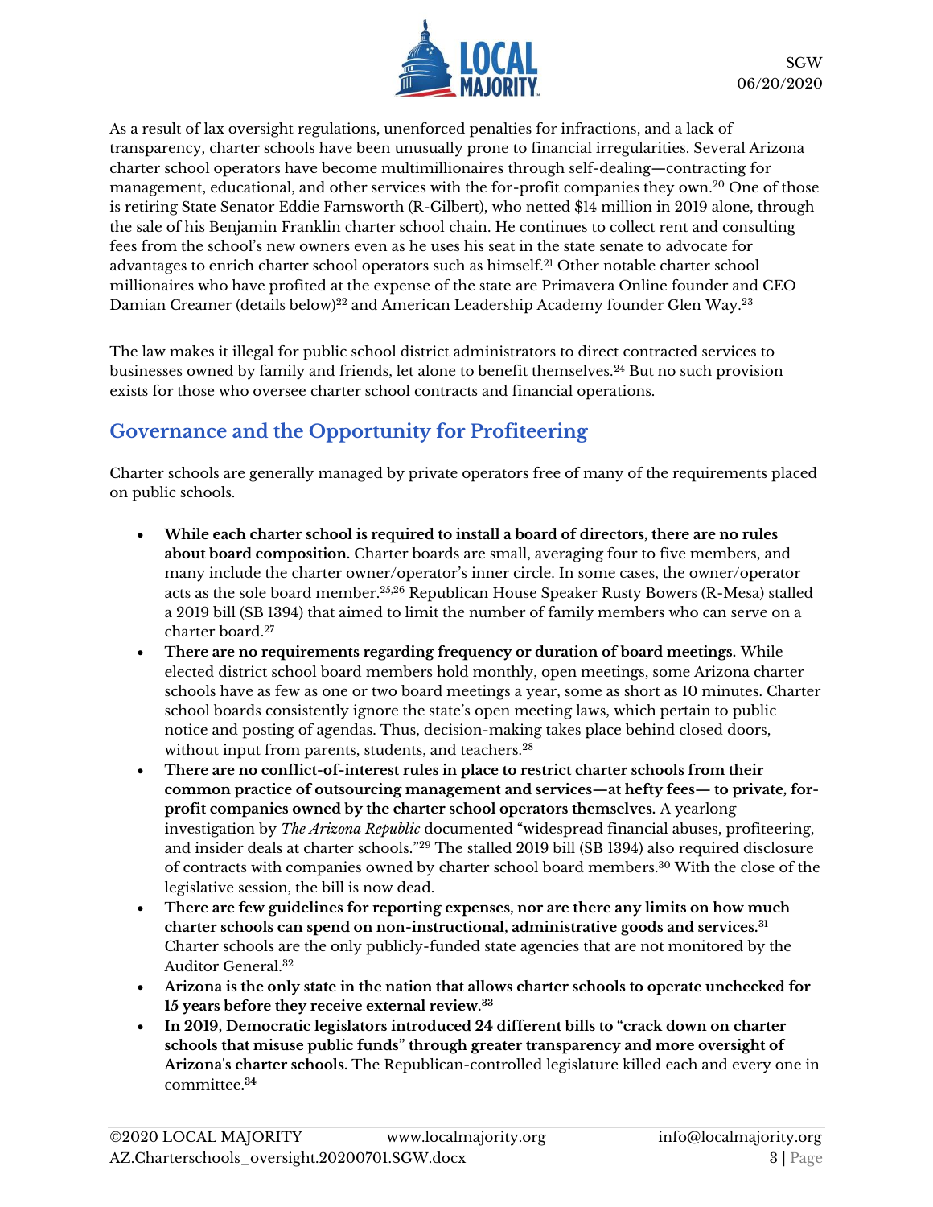As a result of lax oversight regulations, unenforced penalties for infractions, and a lack of transparency, charter schools have been unusually prone to financial irregularities. Several Arizona charter school operators have become multimillionaires through self-dealing—contracting for management, educational, and other services with the for-profit companies they own.[20] One of those is retiring State Senator Eddie Farnsworth (R-Gilbert), who netted $14 million in 2019 alone, through the sale of his Benjamin Franklin charter school chain. He continues to collect rent and consulting fees from the school's new owners even as he uses his seat in the state senate to advocate for advantages to enrich charter school operators such as himself.[21] Other notable charter school millionaires who have profited at the expense of the state are Primavera Online founder and CEO Damian Creamer (details below)[22] and American Leadership Academy founder Glen Way.[23]

The law makes it illegal for public school district administrators to direct contracted services to businesses owned by family and friends, let alone to benefit themselves.[24] But no such provision exists for those who oversee charter school contracts and financial operations.

## Governance and the Opportunity for Profiteering

Charter schools are generally managed by private operators free of many of the requirements placed on public schools.

- **While each charter school is required to install a board of directors, there are no rules about board composition.** Charter boards are small, averaging four to five members, and many include the charter owner/operator's inner circle. In some cases, the owner/operator acts as the sole board member.[25,26] Republican House Speaker Rusty Bowers (R-Mesa) stalled a 2019 bill (SB 1394) that aimed to limit the number of family members who can serve on a charter board.[27]
- **There are no requirements regarding frequency or duration of board meetings.** While elected district school board members hold monthly, open meetings, some Arizona charter schools have as few as one or two board meetings a year, some as short as 10 minutes. Charter school boards consistently ignore the state's open meeting laws, which pertain to public notice and posting of agendas. Thus, decision-making takes place behind closed doors, without input from parents, students, and teachers.[28]
- **There are no conflict-of-interest rules in place to restrict charter schools from their common practice of outsourcing management and services—at hefty fees— to private, for-profit companies owned by the charter school operators themselves.** A yearlong investigation by *The Arizona Republic* documented "widespread financial abuses, profiteering, and insider deals at charter schools."[29] The stalled 2019 bill (SB 1394) also required disclosure of contracts with companies owned by charter school board members.[30] With the close of the legislative session, the bill is now dead.
- **There are few guidelines for reporting expenses, nor are there any limits on how much charter schools can spend on non-instructional, administrative goods and services.[31]** Charter schools are the only publicly-funded state agencies that are not monitored by the Auditor General.[32]
- **Arizona is the only state in the nation that allows charter schools to operate unchecked for 15 years before they receive external review.[33]**
- **In 2019, Democratic legislators introduced 24 different bills to "crack down on charter schools that misuse public funds" through greater transparency and more oversight of Arizona's charter schools.** The Republican-controlled legislature killed each and every one in committee.[34]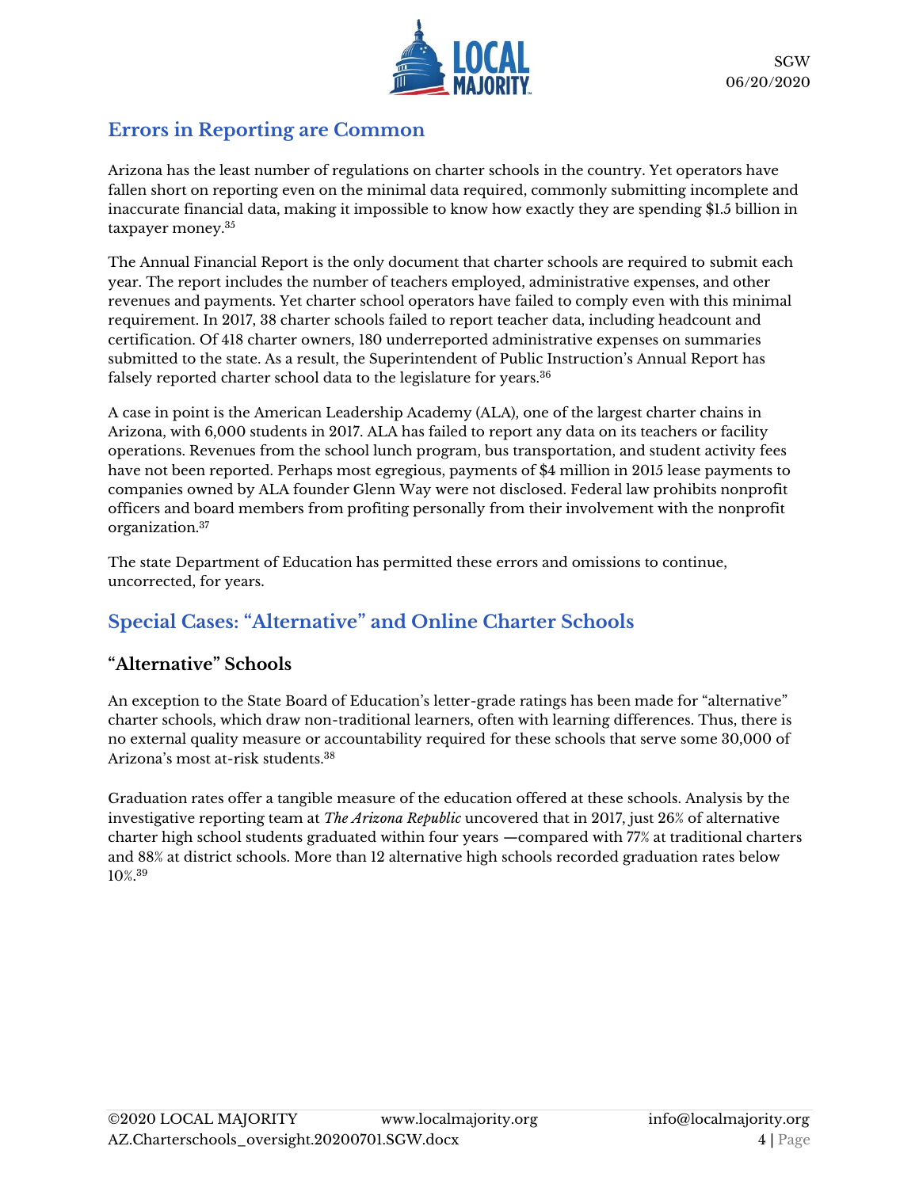## Errors in Reporting are Common

Arizona has the least number of regulations on charter schools in the country. Yet operators have fallen short on reporting even on the minimal data required, commonly submitting incomplete and inaccurate financial data, making it impossible to know how exactly they are spending $1.5 billion in taxpayer money.[35]

The Annual Financial Report is the only document that charter schools are required to submit each year. The report includes the number of teachers employed, administrative expenses, and other revenues and payments. Yet charter school operators have failed to comply even with this minimal requirement. In 2017, 38 charter schools failed to report teacher data, including headcount and certification. Of 418 charter owners, 180 underreported administrative expenses on summaries submitted to the state. As a result, the Superintendent of Public Instruction's Annual Report has falsely reported charter school data to the legislature for years.[36]

A case in point is the American Leadership Academy (ALA), one of the largest charter chains in Arizona, with 6,000 students in 2017. ALA has failed to report any data on its teachers or facility operations. Revenues from the school lunch program, bus transportation, and student activity fees have not been reported. Perhaps most egregious, payments of $4 million in 2015 lease payments to companies owned by ALA founder Glenn Way were not disclosed. Federal law prohibits nonprofit officers and board members from profiting personally from their involvement with the nonprofit organization.[37]

The state Department of Education has permitted these errors and omissions to continue, uncorrected, for years.

## Special Cases: "Alternative" and Online Charter Schools

### "Alternative" Schools

An exception to the State Board of Education's letter-grade ratings has been made for "alternative" charter schools, which draw non-traditional learners, often with learning differences. Thus, there is no external quality measure or accountability required for these schools that serve some 30,000 of Arizona's most at-risk students.[38]

Graduation rates offer a tangible measure of the education offered at these schools. Analysis by the investigative reporting team at *The Arizona Republic* uncovered that in 2017, just 26% of alternative charter high school students graduated within four years —compared with 77% at traditional charters and 88% at district schools. More than 12 alternative high schools recorded graduation rates below 10%.[39]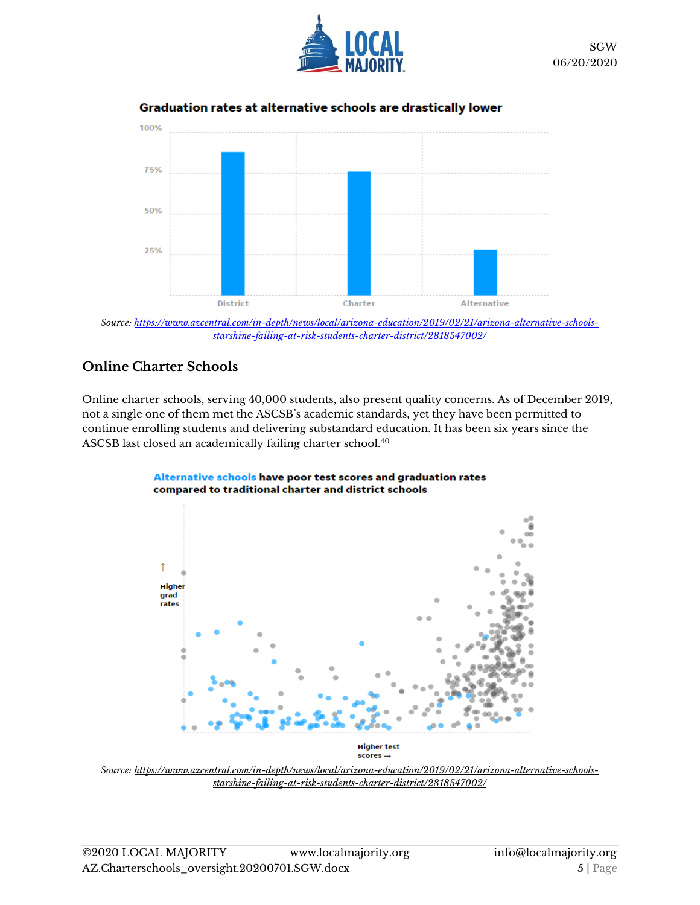**Graduation rates at alternative schools are drastically lower**

*Source: https://www.azcentral.com/in-depth/news/local/arizona-education/2019/02/21/arizona-alternative-schools-starshine-failing-at-risk-students-charter-district/2818547002/*

## Online Charter Schools

Online charter schools, serving 40,000 students, also present quality concerns. As of December 2019, not a single one of them met the ASCSB's academic standards, yet they have been permitted to continue enrolling students and delivering substandard education. It has been six years since the ASCSB last closed an academically failing charter school.[40]

**Alternative schools have poor test scores and graduation rates compared to traditional charter and district schools**

*Source: https://www.azcentral.com/in-depth/news/local/arizona-education/2019/02/21/arizona-alternative-schools-starshine-failing-at-risk-students-charter-district/2818547002/*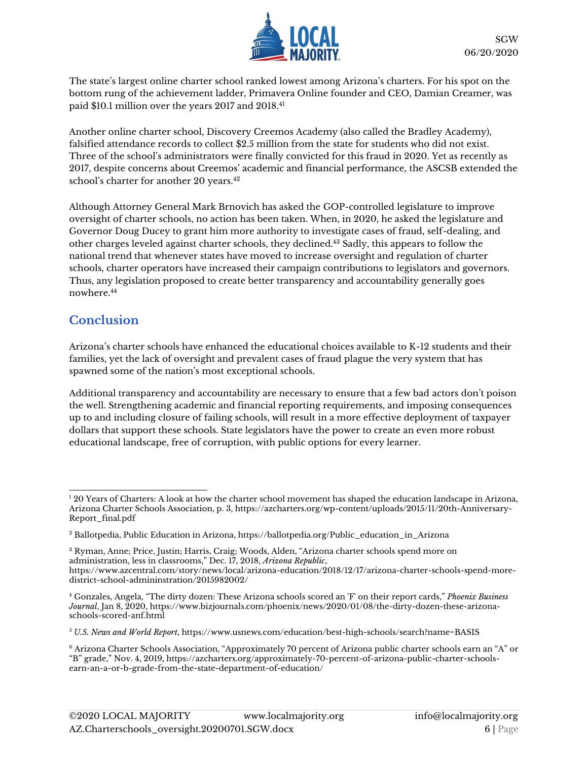The state's largest online charter school ranked lowest among Arizona's charters. For his spot on the bottom rung of the achievement ladder, Primavera Online founder and CEO, Damian Creamer, was paid $10.1 million over the years 2017 and 2018.[41]

Another online charter school, Discovery Creemos Academy (also called the Bradley Academy), falsified attendance records to collect $2.5 million from the state for students who did not exist. Three of the school's administrators were finally convicted for this fraud in 2020. Yet as recently as 2017, despite concerns about Creemos' academic and financial performance, the ASCSB extended the school's charter for another 20 years.[42]

Although Attorney General Mark Brnovich has asked the GOP-controlled legislature to improve oversight of charter schools, no action has been taken. When, in 2020, he asked the legislature and Governor Doug Ducey to grant him more authority to investigate cases of fraud, self-dealing, and other charges leveled against charter schools, they declined.[43] Sadly, this appears to follow the national trend that whenever states have moved to increase oversight and regulation of charter schools, charter operators have increased their campaign contributions to legislators and governors. Thus, any legislation proposed to create better transparency and accountability generally goes nowhere.[44]

## Conclusion

Arizona's charter schools have enhanced the educational choices available to K-12 students and their families, yet the lack of oversight and prevalent cases of fraud plague the very system that has spawned some of the nation's most exceptional schools.

Additional transparency and accountability are necessary to ensure that a few bad actors don't poison the well. Strengthening academic and financial reporting requirements, and imposing consequences up to and including closure of failing schools, will result in a more effective deployment of taxpayer dollars that support these schools. State legislators have the power to create an even more robust educational landscape, free of corruption, with public options for every learner.

---

[1] 20 Years of Charters: A look at how the charter school movement has shaped the education landscape in Arizona, Arizona Charter Schools Association, p. 3, https://azcharters.org/wp-content/uploads/2015/11/20th-Anniversary-Report_final.pdf

[2] Ballotpedia, Public Education in Arizona, https://ballotpedia.org/Public_education_in_Arizona

[3] Ryman, Anne; Price, Justin; Harris, Craig; Woods, Alden, "Arizona charter schools spend more on administration, less in classrooms," Dec. 17, 2018, *Arizona Republic*, https://www.azcentral.com/story/news/local/arizona-education/2018/12/17/arizona-charter-schools-spend-more-district-school-admininstration/2015982002/

[4] Gonzales, Angela, "The dirty dozen: These Arizona schools scored an 'F' on their report cards," *Phoenix Business Journal*, Jan 8, 2020, https://www.bizjournals.com/phoenix/news/2020/01/08/the-dirty-dozen-these-arizona-schools-scored-anf.html

[5] *U.S. News and World Report*, https://www.usnews.com/education/best-high-schools/search?name=BASIS

[6] Arizona Charter Schools Association, "Approximately 70 percent of Arizona public charter schools earn an "A" or "B" grade," Nov. 4, 2019, https://azcharters.org/approximately-70-percent-of-arizona-public-charter-schools-earn-an-a-or-b-grade-from-the-state-department-of-education/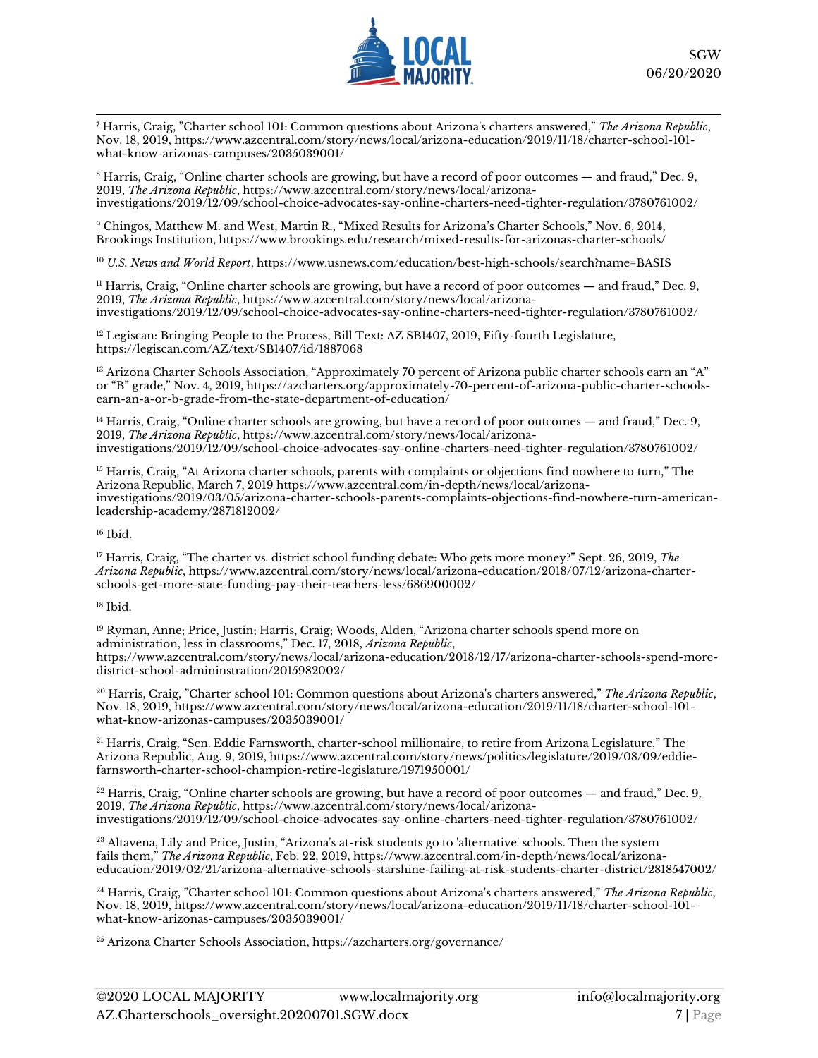[7] Harris, Craig, "Charter school 101: Common questions about Arizona's charters answered," *The Arizona Republic*, Nov. 18, 2019, https://www.azcentral.com/story/news/local/arizona-education/2019/11/18/charter-school-101-what-know-arizonas-campuses/2035039001/

[8] Harris, Craig, "Online charter schools are growing, but have a record of poor outcomes — and fraud," Dec. 9, 2019, *The Arizona Republic*, https://www.azcentral.com/story/news/local/arizona-investigations/2019/12/09/school-choice-advocates-say-online-charters-need-tighter-regulation/3780761002/

[9] Chingos, Matthew M. and West, Martin R., "Mixed Results for Arizona's Charter Schools," Nov. 6, 2014, Brookings Institution, https://www.brookings.edu/research/mixed-results-for-arizonas-charter-schools/

[10] *U.S. News and World Report*, https://www.usnews.com/education/best-high-schools/search?name=BASIS

[11] Harris, Craig, "Online charter schools are growing, but have a record of poor outcomes — and fraud," Dec. 9, 2019, *The Arizona Republic*, https://www.azcentral.com/story/news/local/arizona-investigations/2019/12/09/school-choice-advocates-say-online-charters-need-tighter-regulation/3780761002/

[12] Legiscan: Bringing People to the Process, Bill Text: AZ SB1407, 2019, Fifty-fourth Legislature, https://legiscan.com/AZ/text/SB1407/id/1887068

[13] Arizona Charter Schools Association, "Approximately 70 percent of Arizona public charter schools earn an "A" or "B" grade," Nov. 4, 2019, https://azcharters.org/approximately-70-percent-of-arizona-public-charter-schools-earn-an-a-or-b-grade-from-the-state-department-of-education/

[14] Harris, Craig, "Online charter schools are growing, but have a record of poor outcomes — and fraud," Dec. 9, 2019, *The Arizona Republic*, https://www.azcentral.com/story/news/local/arizona-investigations/2019/12/09/school-choice-advocates-say-online-charters-need-tighter-regulation/3780761002/

[15] Harris, Craig, "At Arizona charter schools, parents with complaints or objections find nowhere to turn," The Arizona Republic, March 7, 2019 https://www.azcentral.com/in-depth/news/local/arizona-investigations/2019/03/05/arizona-charter-schools-parents-complaints-objections-find-nowhere-turn-american-leadership-academy/2871812002/

[16] Ibid.

[17] Harris, Craig, "The charter vs. district school funding debate: Who gets more money?" Sept. 26, 2019, *The Arizona Republic*, https://www.azcentral.com/story/news/local/arizona-education/2018/07/12/arizona-charter-schools-get-more-state-funding-pay-their-teachers-less/686900002/

[18] Ibid.

[19] Ryman, Anne; Price, Justin; Harris, Craig; Woods, Alden, "Arizona charter schools spend more on administration, less in classrooms," Dec. 17, 2018, *Arizona Republic*, https://www.azcentral.com/story/news/local/arizona-education/2018/12/17/arizona-charter-schools-spend-more-district-school-admininstration/2015982002/

[20] Harris, Craig, "Charter school 101: Common questions about Arizona's charters answered," *The Arizona Republic*, Nov. 18, 2019, https://www.azcentral.com/story/news/local/arizona-education/2019/11/18/charter-school-101-what-know-arizonas-campuses/2035039001/

[21] Harris, Craig, "Sen. Eddie Farnsworth, charter-school millionaire, to retire from Arizona Legislature," The Arizona Republic, Aug. 9, 2019, https://www.azcentral.com/story/news/politics/legislature/2019/08/09/eddie-farnsworth-charter-school-champion-retire-legislature/1971950001/

[22] Harris, Craig, "Online charter schools are growing, but have a record of poor outcomes — and fraud," Dec. 9, 2019, *The Arizona Republic*, https://www.azcentral.com/story/news/local/arizona-investigations/2019/12/09/school-choice-advocates-say-online-charters-need-tighter-regulation/3780761002/

[23] Altavena, Lily and Price, Justin, "Arizona's at-risk students go to 'alternative' schools. Then the system fails them," *The Arizona Republic*, Feb. 22, 2019, https://www.azcentral.com/in-depth/news/local/arizona-education/2019/02/21/arizona-alternative-schools-starshine-failing-at-risk-students-charter-district/2818547002/

[24] Harris, Craig, "Charter school 101: Common questions about Arizona's charters answered," *The Arizona Republic*, Nov. 18, 2019, https://www.azcentral.com/story/news/local/arizona-education/2019/11/18/charter-school-101-what-know-arizonas-campuses/2035039001/

[25] Arizona Charter Schools Association, https://azcharters.org/governance/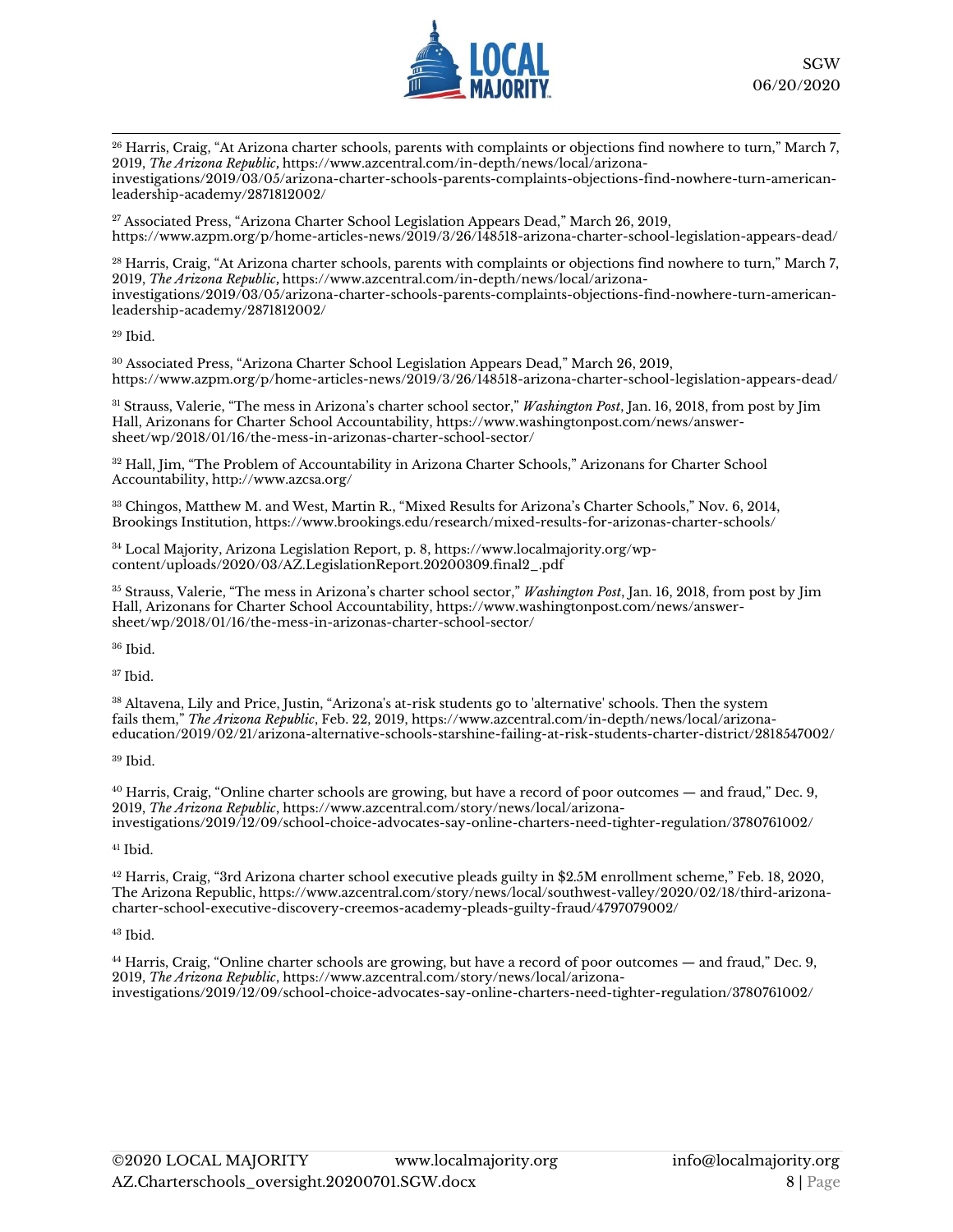[26] Harris, Craig, "At Arizona charter schools, parents with complaints or objections find nowhere to turn," March 7, 2019, *The Arizona Republic,* https://www.azcentral.com/in-depth/news/local/arizona-investigations/2019/03/05/arizona-charter-schools-parents-complaints-objections-find-nowhere-turn-american-leadership-academy/2871812002/

[27] Associated Press, "Arizona Charter School Legislation Appears Dead," March 26, 2019, https://www.azpm.org/p/home-articles-news/2019/3/26/148518-arizona-charter-school-legislation-appears-dead/

[28] Harris, Craig, "At Arizona charter schools, parents with complaints or objections find nowhere to turn," March 7, 2019, *The Arizona Republic,* https://www.azcentral.com/in-depth/news/local/arizona-investigations/2019/03/05/arizona-charter-schools-parents-complaints-objections-find-nowhere-turn-american-leadership-academy/2871812002/

[29] Ibid.

[30] Associated Press, "Arizona Charter School Legislation Appears Dead," March 26, 2019, https://www.azpm.org/p/home-articles-news/2019/3/26/148518-arizona-charter-school-legislation-appears-dead/

[31] Strauss, Valerie, "The mess in Arizona's charter school sector," *Washington Post*, Jan. 16, 2018, from post by Jim Hall, Arizonans for Charter School Accountability, https://www.washingtonpost.com/news/answer-sheet/wp/2018/01/16/the-mess-in-arizonas-charter-school-sector/

[32] Hall, Jim, "The Problem of Accountability in Arizona Charter Schools," Arizonans for Charter School Accountability, http://www.azcsa.org/

[33] Chingos, Matthew M. and West, Martin R., "Mixed Results for Arizona's Charter Schools," Nov. 6, 2014, Brookings Institution, https://www.brookings.edu/research/mixed-results-for-arizonas-charter-schools/

[34] Local Majority, Arizona Legislation Report, p. 8, https://www.localmajority.org/wp-content/uploads/2020/03/AZ.LegislationReport.20200309.final2_.pdf

[35] Strauss, Valerie, "The mess in Arizona's charter school sector," *Washington Post*, Jan. 16, 2018, from post by Jim Hall, Arizonans for Charter School Accountability, https://www.washingtonpost.com/news/answer-sheet/wp/2018/01/16/the-mess-in-arizonas-charter-school-sector/

[36] Ibid.

[37] Ibid.

[38] Altavena, Lily and Price, Justin, "Arizona's at-risk students go to 'alternative' schools. Then the system fails them," *The Arizona Republic*, Feb. 22, 2019, https://www.azcentral.com/in-depth/news/local/arizona-education/2019/02/21/arizona-alternative-schools-starshine-failing-at-risk-students-charter-district/2818547002/

[39] Ibid.

[40] Harris, Craig, "Online charter schools are growing, but have a record of poor outcomes — and fraud," Dec. 9, 2019, *The Arizona Republic*, https://www.azcentral.com/story/news/local/arizona-investigations/2019/12/09/school-choice-advocates-say-online-charters-need-tighter-regulation/3780761002/

[41] Ibid.

[42] Harris, Craig, "3rd Arizona charter school executive pleads guilty in $2.5M enrollment scheme," Feb. 18, 2020, The Arizona Republic, https://www.azcentral.com/story/news/local/southwest-valley/2020/02/18/third-arizona-charter-school-executive-discovery-creemos-academy-pleads-guilty-fraud/4797079002/

[43] Ibid.

[44] Harris, Craig, "Online charter schools are growing, but have a record of poor outcomes — and fraud," Dec. 9, 2019, *The Arizona Republic*, https://www.azcentral.com/story/news/local/arizona-investigations/2019/12/09/school-choice-advocates-say-online-charters-need-tighter-regulation/3780761002/